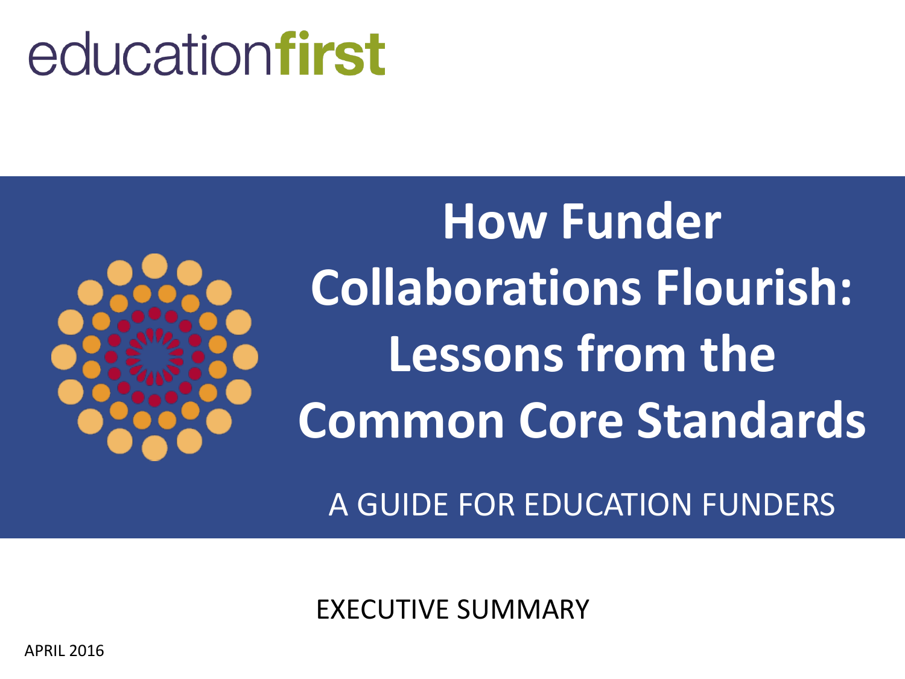educationfirst

# How Funder Collaborations Flourish: Lessons from the Common Core Standards

A GUIDE FOR EDUCATION FUNDERS

EXECUTIVE SUMMARY

APRIL 2016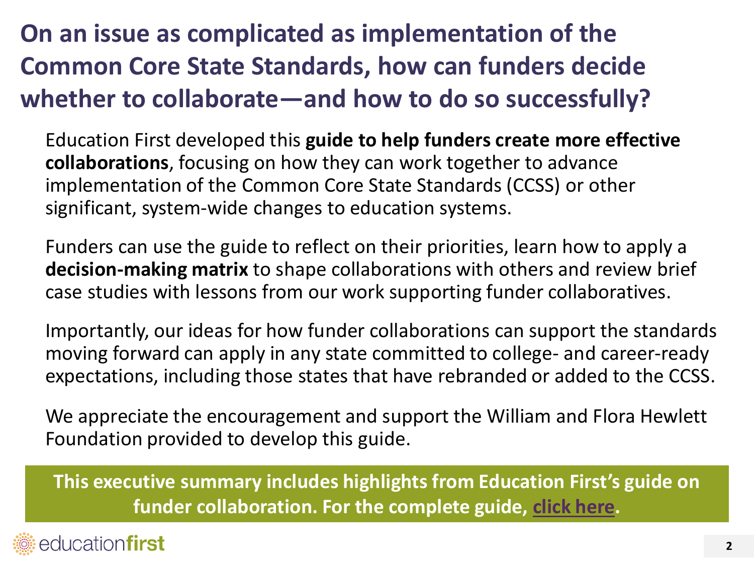# On an issue as complicated as implementation of the Common Core State Standards, how can funders decide whether to collaborate—and how to do so successfully?

Education First developed this **guide to help funders create more effective collaborations**, focusing on how they can work together to advance implementation of the Common Core State Standards (CCSS) or other significant, system-wide changes to education systems.

Funders can use the guide to reflect on their priorities, learn how to apply a **decision-making matrix** to shape collaborations with others and review brief case studies with lessons from our work supporting funder collaboratives.

Importantly, our ideas for how funder collaborations can support the standards moving forward can apply in any state committed to college- and career-ready expectations, including those states that have rebranded or added to the CCSS.

We appreciate the encouragement and support the William and Flora Hewlett Foundation provided to develop this guide.

**This executive summary includes highlights from Education First's guide on funder collaboration. For the complete guide, click here.**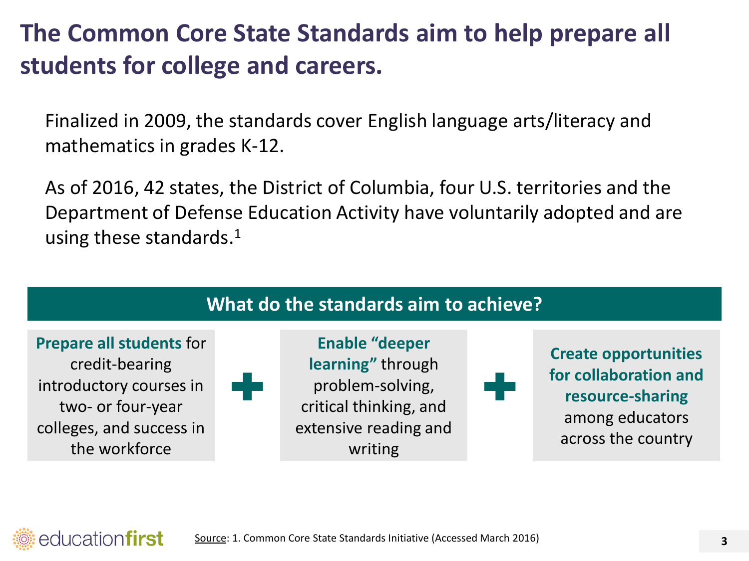# The Common Core State Standards aim to help prepare all students for college and careers.

Finalized in 2009, the standards cover English language arts/literacy and mathematics in grades K-12.

As of 2016, 42 states, the District of Columbia, four U.S. territories and the Department of Defense Education Activity have voluntarily adopted and are using these standards.[1]

## What do the standards aim to achieve?

**Prepare all students** for credit-bearing introductory courses in two- or four-year colleges, and success in the workforce

+

**Enable "deeper learning"** through problem-solving, critical thinking, and extensive reading and writing

+

**Create opportunities for collaboration and resource-sharing** among educators across the country

Source: 1. Common Core State Standards Initiative (Accessed March 2016)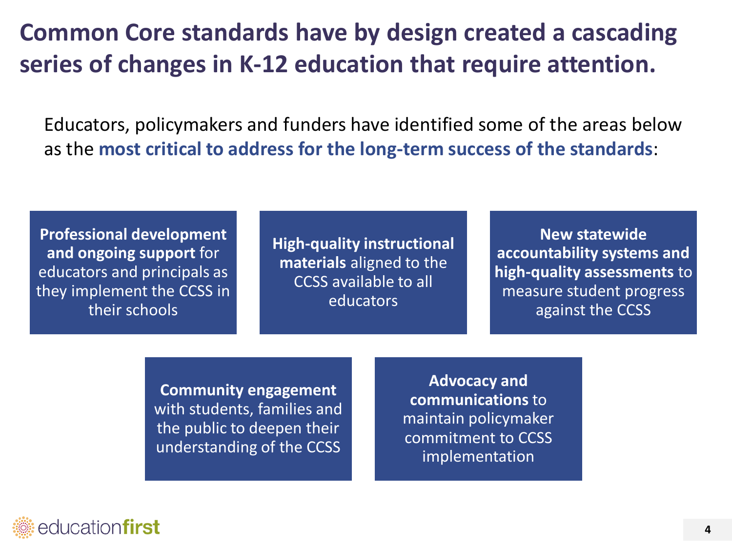# Common Core standards have by design created a cascading series of changes in K-12 education that require attention.

Educators, policymakers and funders have identified some of the areas below as the **most critical to address for the long-term success of the standards**:

- **Professional development and ongoing support** for educators and principals as they implement the CCSS in their schools
- **High-quality instructional materials** aligned to the CCSS available to all educators
- **New statewide accountability systems and high-quality assessments** to measure student progress against the CCSS
- **Community engagement** with students, families and the public to deepen their understanding of the CCSS
- **Advocacy and communications** to maintain policymaker commitment to CCSS implementation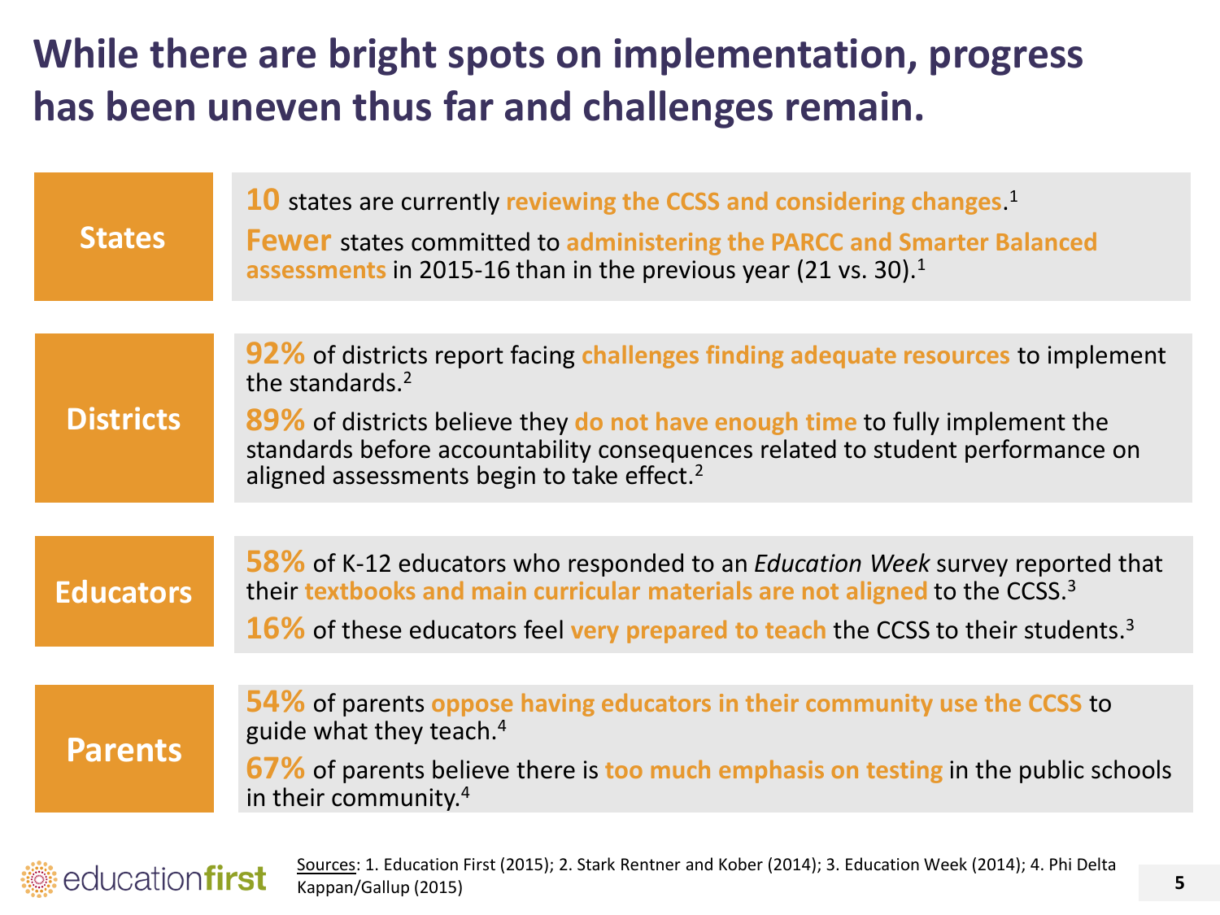# While there are bright spots on implementation, progress has been uneven thus far and challenges remain.

## States

**10** states are currently **reviewing the CCSS and considering changes**.[1]

**Fewer** states committed to **administering the PARCC and Smarter Balanced assessments** in 2015-16 than in the previous year (21 vs. 30).[1]

## Districts

**92%** of districts report facing **challenges finding adequate resources** to implement the standards.[2]

**89%** of districts believe they **do not have enough time** to fully implement the standards before accountability consequences related to student performance on aligned assessments begin to take effect.[2]

## Educators

**58%** of K-12 educators who responded to an *Education Week* survey reported that their **textbooks and main curricular materials are not aligned** to the CCSS.[3]

**16%** of these educators feel **very prepared to teach** the CCSS to their students.[3]

## Parents

**54%** of parents **oppose having educators in their community use the CCSS** to guide what they teach.[4]

**67%** of parents believe there is **too much emphasis on testing** in the public schools in their community.[4]

Sources: 1. Education First (2015); 2. Stark Rentner and Kober (2014); 3. Education Week (2014); 4. Phi Delta Kappan/Gallup (2015)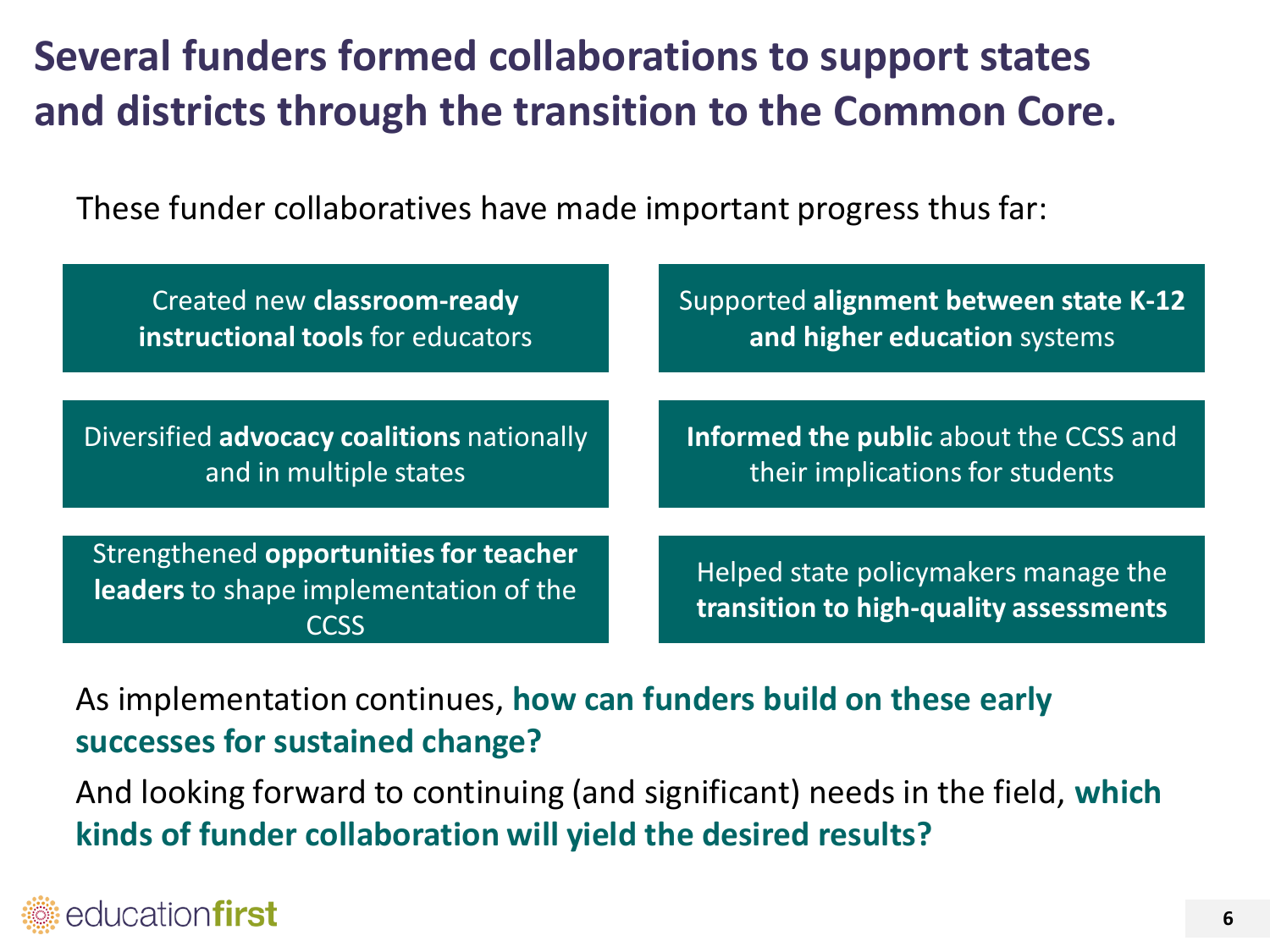# Several funders formed collaborations to support states and districts through the transition to the Common Core.

These funder collaboratives have made important progress thus far:

- Created new **classroom-ready instructional tools** for educators
- Supported **alignment between state K-12 and higher education** systems
- Diversified **advocacy coalitions** nationally and in multiple states
- **Informed the public** about the CCSS and their implications for students
- Strengthened **opportunities for teacher leaders** to shape implementation of the CCSS
- Helped state policymakers manage the **transition to high-quality assessments**

As implementation continues, **how can funders build on these early successes for sustained change?**

And looking forward to continuing (and significant) needs in the field, **which kinds of funder collaboration will yield the desired results?**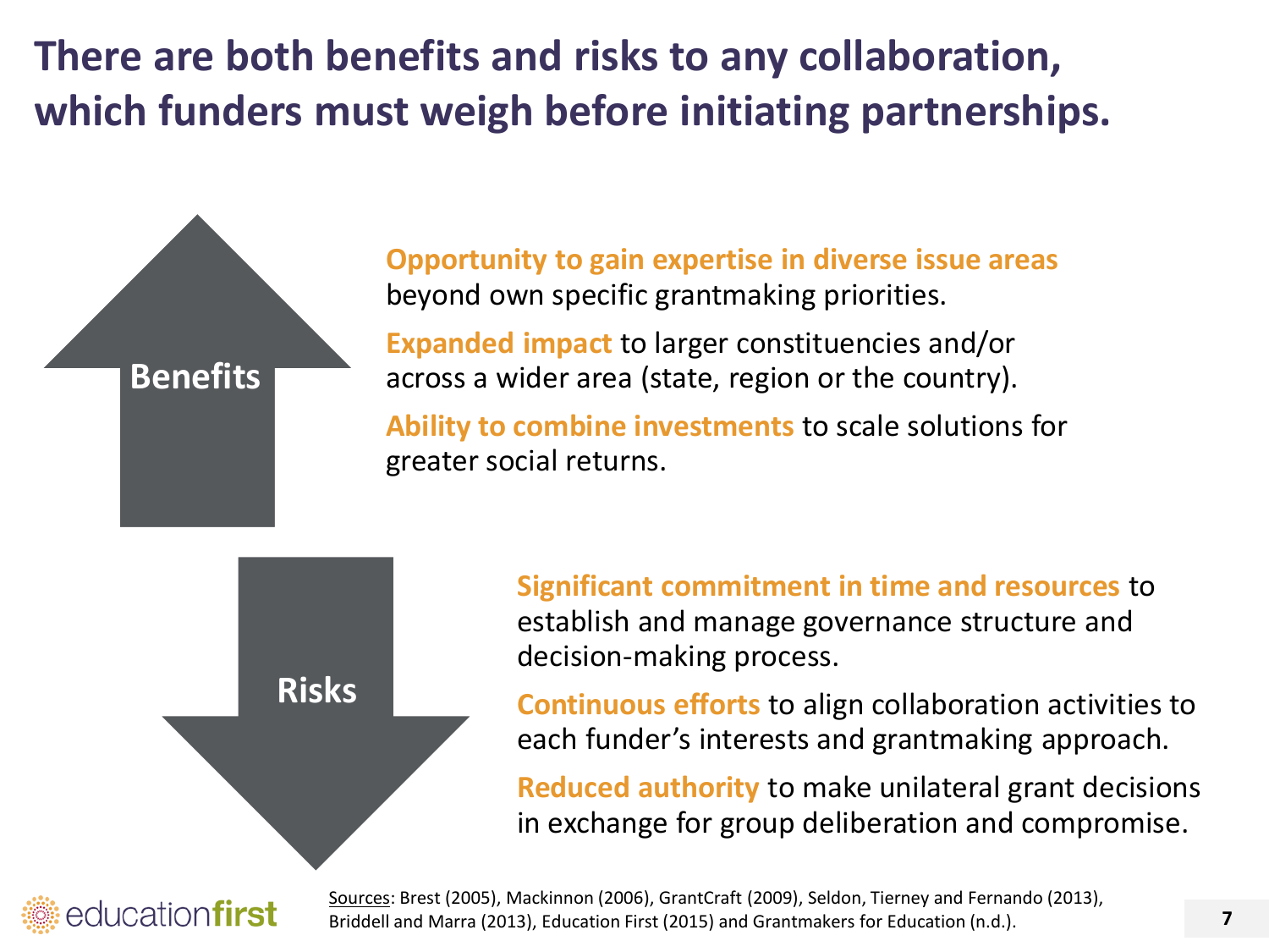# There are both benefits and risks to any collaboration, which funders must weigh before initiating partnerships.

## Benefits

**Opportunity to gain expertise in diverse issue areas** beyond own specific grantmaking priorities.

**Expanded impact** to larger constituencies and/or across a wider area (state, region or the country).

**Ability to combine investments** to scale solutions for greater social returns.

## Risks

**Significant commitment in time and resources** to establish and manage governance structure and decision-making process.

**Continuous efforts** to align collaboration activities to each funder's interests and grantmaking approach.

**Reduced authority** to make unilateral grant decisions in exchange for group deliberation and compromise.

Sources: Brest (2005), Mackinnon (2006), GrantCraft (2009), Seldon, Tierney and Fernando (2013), Briddell and Marra (2013), Education First (2015) and Grantmakers for Education (n.d.).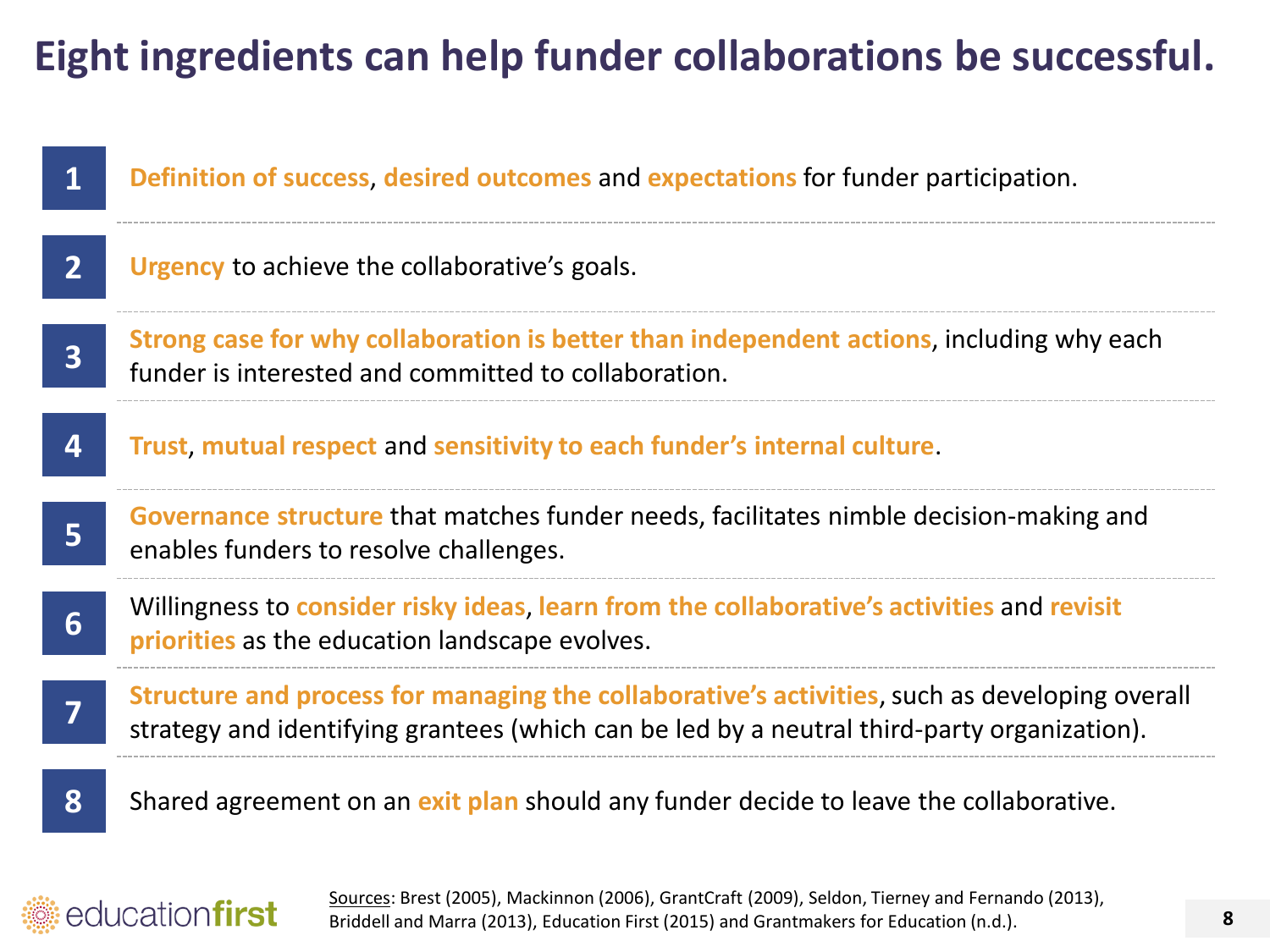# Eight ingredients can help funder collaborations be successful.

1. **Definition of success**, **desired outcomes** and **expectations** for funder participation.
2. **Urgency** to achieve the collaborative's goals.
3. **Strong case for why collaboration is better than independent actions**, including why each funder is interested and committed to collaboration.
4. **Trust**, **mutual respect** and **sensitivity to each funder's internal culture**.
5. **Governance structure** that matches funder needs, facilitates nimble decision-making and enables funders to resolve challenges.
6. Willingness to **consider risky ideas**, **learn from the collaborative's activities** and **revisit priorities** as the education landscape evolves.
7. **Structure and process for managing the collaborative's activities**, such as developing overall strategy and identifying grantees (which can be led by a neutral third-party organization).
8. Shared agreement on an **exit plan** should any funder decide to leave the collaborative.

Sources: Brest (2005), Mackinnon (2006), GrantCraft (2009), Seldon, Tierney and Fernando (2013), Briddell and Marra (2013), Education First (2015) and Grantmakers for Education (n.d.).

educationfirst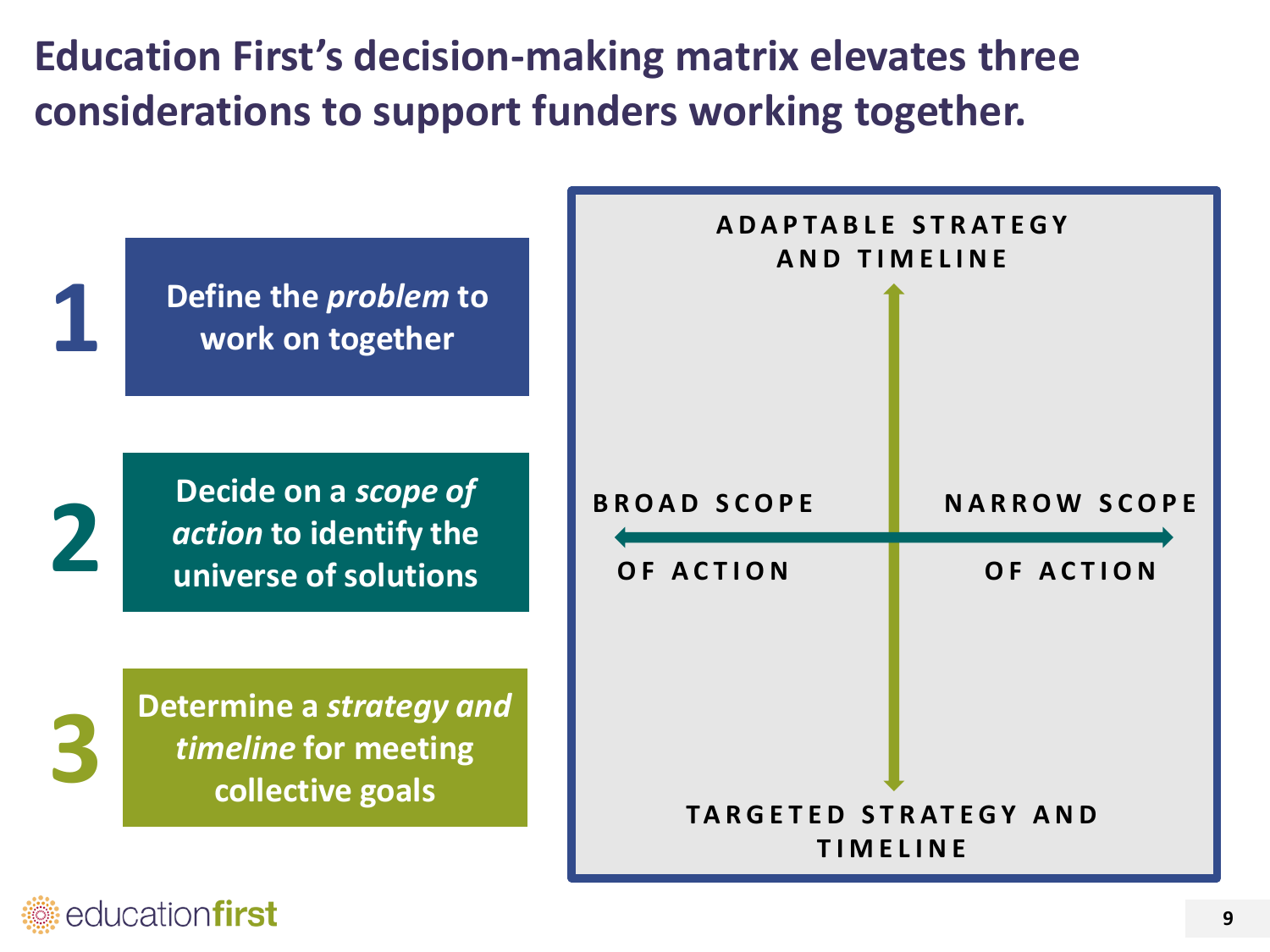# Education First's decision-making matrix elevates three considerations to support funders working together.

1. Define the *problem* to work on together
2. Decide on a *scope of action* to identify the universe of solutions
3. Determine a *strategy and timeline* for meeting collective goals

ADAPTABLE STRATEGY AND TIMELINE

BROAD SCOPE OF ACTION

NARROW SCOPE OF ACTION

TARGETED STRATEGY AND TIMELINE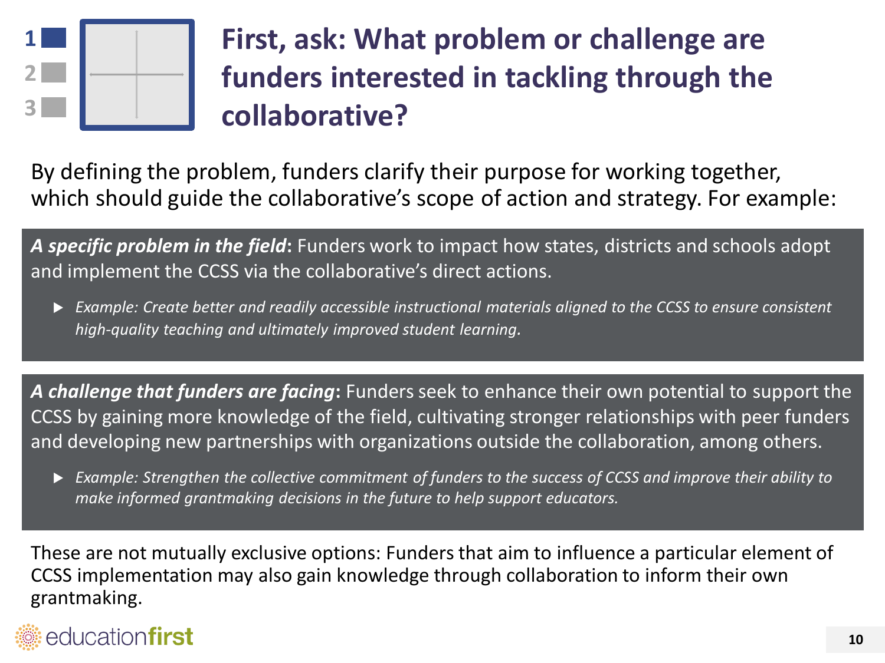# First, ask: What problem or challenge are funders interested in tackling through the collaborative?

By defining the problem, funders clarify their purpose for working together, which should guide the collaborative's scope of action and strategy. For example:

***A specific problem in the field*:** Funders work to impact how states, districts and schools adopt and implement the CCSS via the collaborative's direct actions.

- *Example: Create better and readily accessible instructional materials aligned to the CCSS to ensure consistent high-quality teaching and ultimately improved student learning.*

***A challenge that funders are facing*:** Funders seek to enhance their own potential to support the CCSS by gaining more knowledge of the field, cultivating stronger relationships with peer funders and developing new partnerships with organizations outside the collaboration, among others.

- *Example: Strengthen the collective commitment of funders to the success of CCSS and improve their ability to make informed grantmaking decisions in the future to help support educators.*

These are not mutually exclusive options: Funders that aim to influence a particular element of CCSS implementation may also gain knowledge through collaboration to inform their own grantmaking.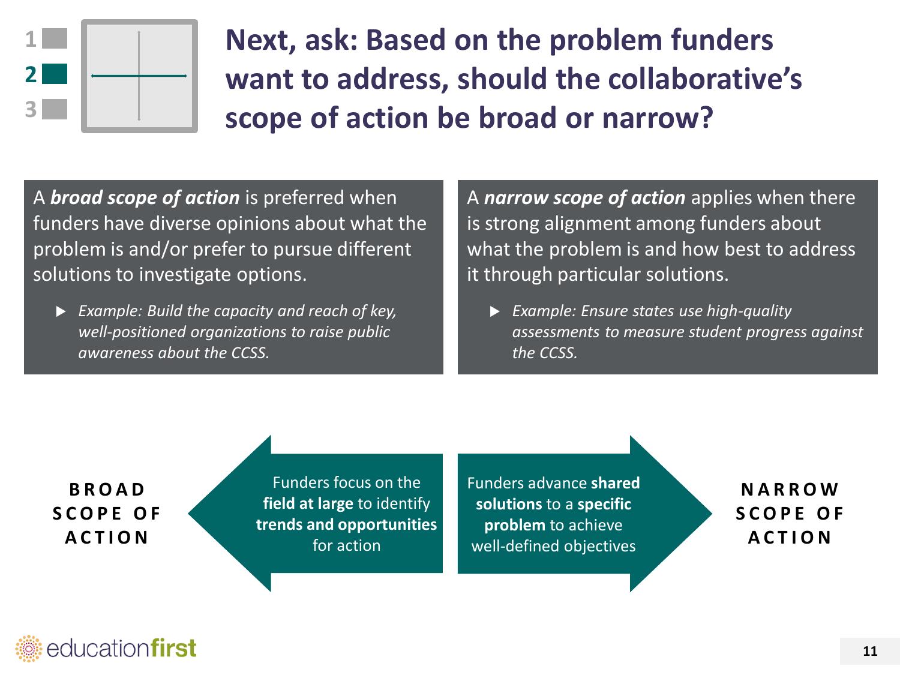# Next, ask: Based on the problem funders want to address, should the collaborative's scope of action be broad or narrow?

A ***broad scope of action*** is preferred when funders have diverse opinions about what the problem is and/or prefer to pursue different solutions to investigate options.

- *Example: Build the capacity and reach of key, well-positioned organizations to raise public awareness about the CCSS.*

A ***narrow scope of action*** applies when there is strong alignment among funders about what the problem is and how best to address it through particular solutions.

- *Example: Ensure states use high-quality assessments to measure student progress against the CCSS.*

**BROAD SCOPE OF ACTION**

Funders focus on the **field at large** to identify **trends and opportunities** for action

Funders advance **shared solutions** to a **specific problem** to achieve well-defined objectives

**NARROW SCOPE OF ACTION**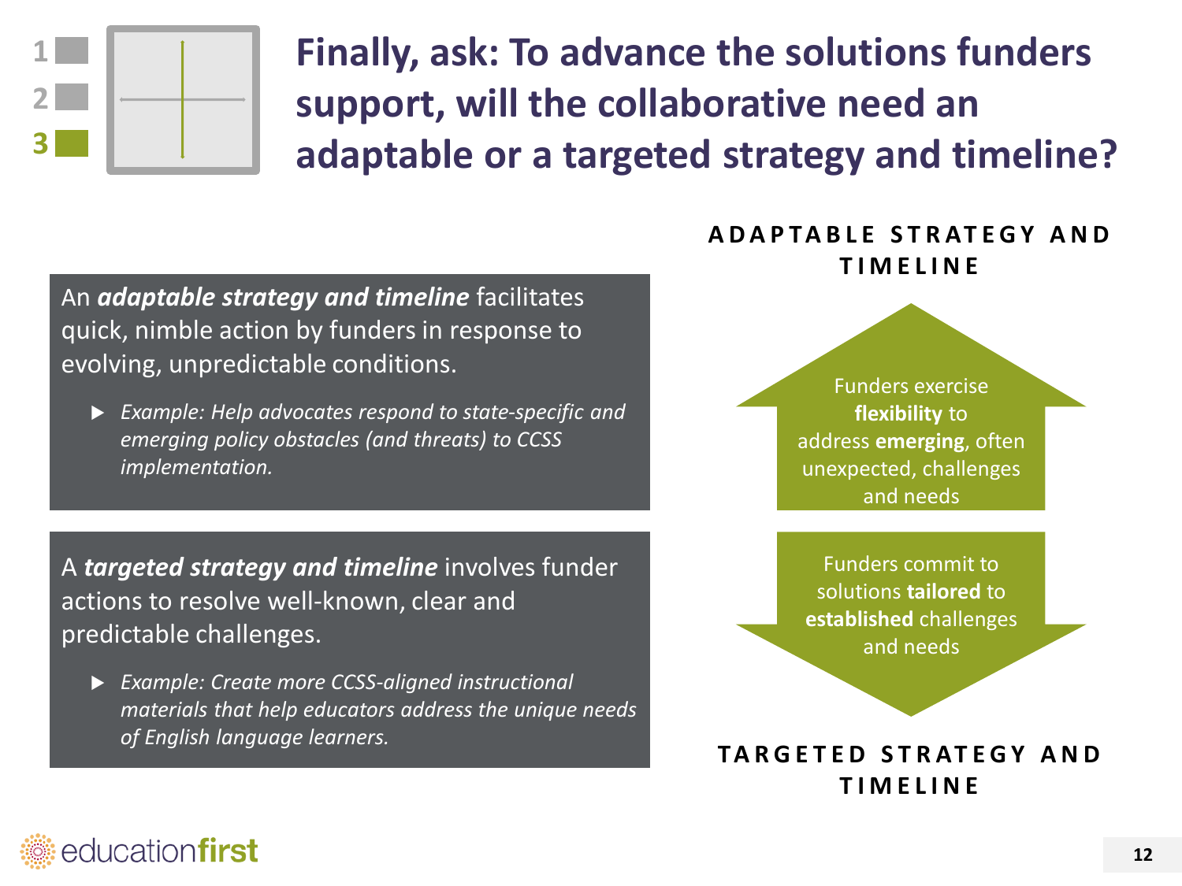# Finally, ask: To advance the solutions funders support, will the collaborative need an adaptable or a targeted strategy and timeline?

An ***adaptable strategy and timeline*** facilitates quick, nimble action by funders in response to evolving, unpredictable conditions.

- *Example: Help advocates respond to state-specific and emerging policy obstacles (and threats) to CCSS implementation.*

A ***targeted strategy and timeline*** involves funder actions to resolve well-known, clear and predictable challenges.

- *Example: Create more CCSS-aligned instructional materials that help educators address the unique needs of English language learners.*

**ADAPTABLE STRATEGY AND TIMELINE**

Funders exercise **flexibility** to address **emerging**, often unexpected, challenges and needs

Funders commit to solutions **tailored** to **established** challenges and needs

**TARGETED STRATEGY AND TIMELINE**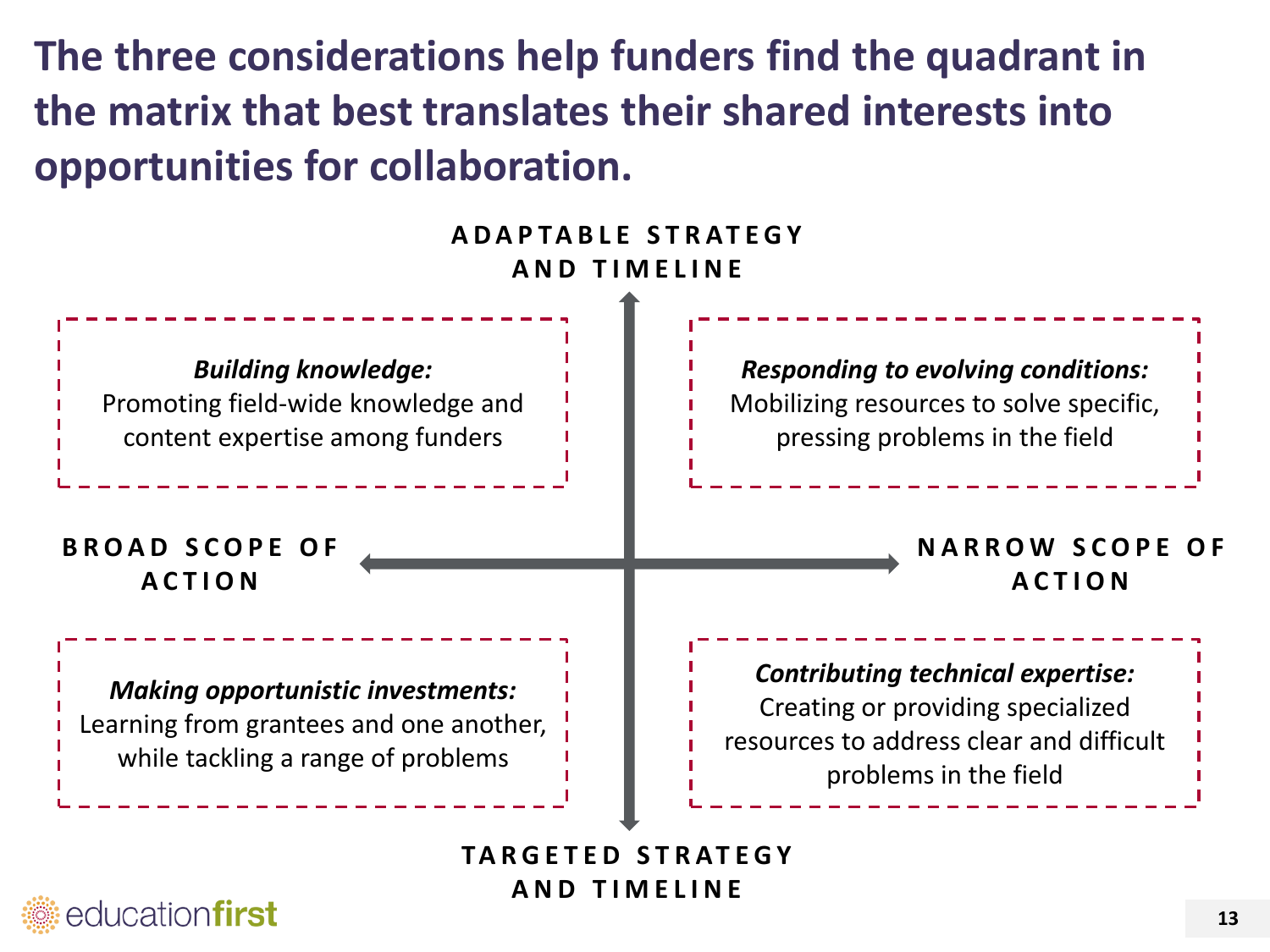# The three considerations help funders find the quadrant in the matrix that best translates their shared interests into opportunities for collaboration.

**ADAPTABLE STRATEGY AND TIMELINE**

**BROAD SCOPE OF ACTION**

**NARROW SCOPE OF ACTION**

**TARGETED STRATEGY AND TIMELINE**

***Building knowledge:*** Promoting field-wide knowledge and content expertise among funders

***Responding to evolving conditions:*** Mobilizing resources to solve specific, pressing problems in the field

***Making opportunistic investments:*** Learning from grantees and one another, while tackling a range of problems

***Contributing technical expertise:*** Creating or providing specialized resources to address clear and difficult problems in the field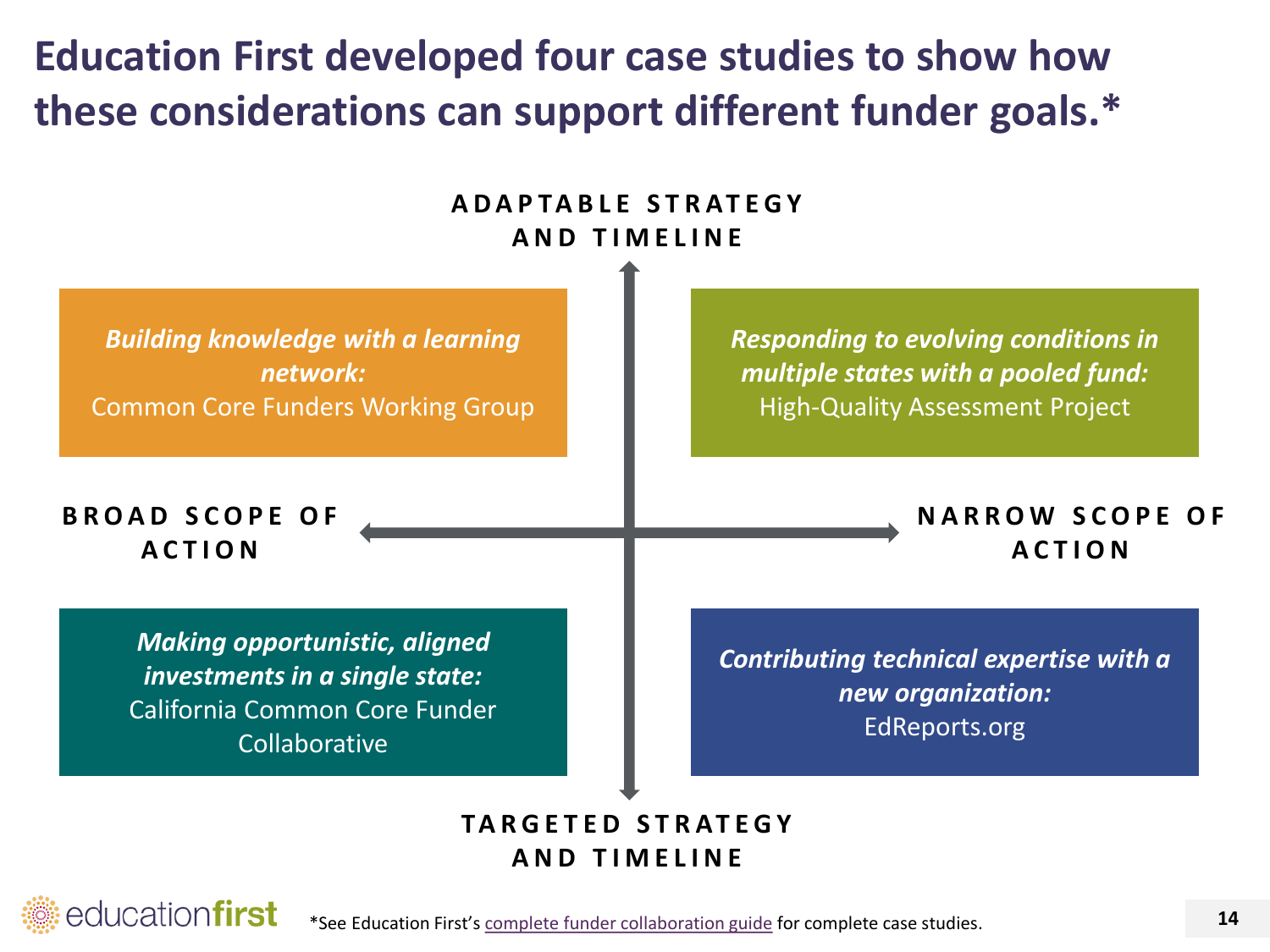# Education First developed four case studies to show how these considerations can support different funder goals.*

**ADAPTABLE STRATEGY AND TIMELINE**

**BROAD SCOPE OF ACTION**

**NARROW SCOPE OF ACTION**

**TARGETED STRATEGY AND TIMELINE**

***Building knowledge with a learning network:***
Common Core Funders Working Group

***Responding to evolving conditions in multiple states with a pooled fund:***
High-Quality Assessment Project

***Making opportunistic, aligned investments in a single state:***
California Common Core Funder Collaborative

***Contributing technical expertise with a new organization:***
EdReports.org

*See Education First's complete funder collaboration guide for complete case studies.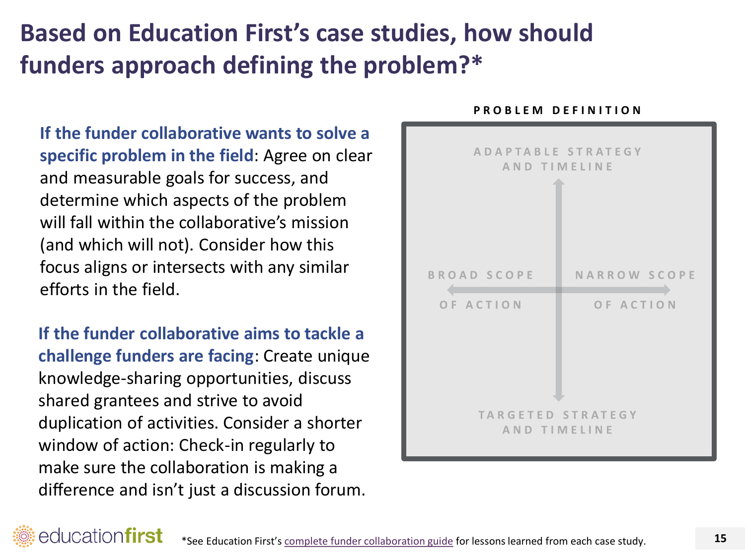# Based on Education First's case studies, how should funders approach defining the problem?*

**If the funder collaborative wants to solve a specific problem in the field**: Agree on clear and measurable goals for success, and determine which aspects of the problem will fall within the collaborative's mission (and which will not). Consider how this focus aligns or intersects with any similar efforts in the field.

**If the funder collaborative aims to tackle a challenge funders are facing**: Create unique knowledge-sharing opportunities, discuss shared grantees and strive to avoid duplication of activities. Consider a shorter window of action: Check-in regularly to make sure the collaboration is making a difference and isn't just a discussion forum.

**PROBLEM DEFINITION**

- ADAPTABLE STRATEGY AND TIMELINE
- TARGETED STRATEGY AND TIMELINE
- BROAD SCOPE OF ACTION
- NARROW SCOPE OF ACTION

*See Education First's complete funder collaboration guide for lessons learned from each case study.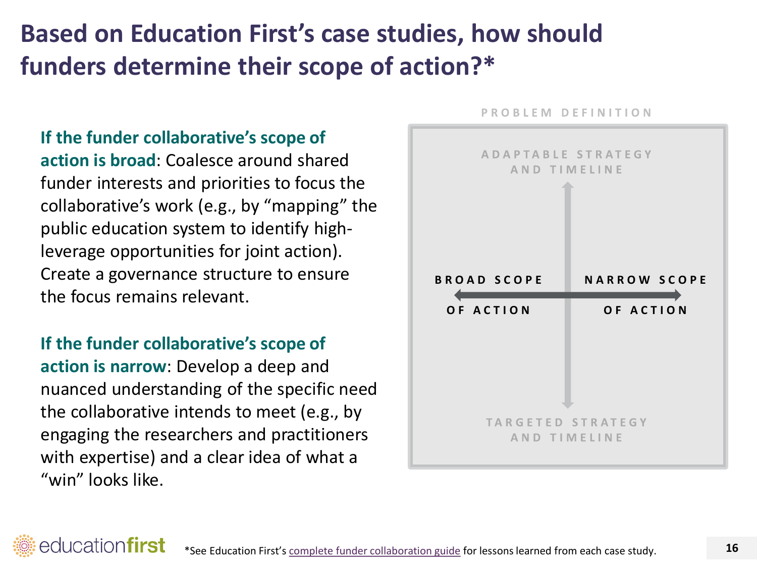# Based on Education First's case studies, how should funders determine their scope of action?*

**If the funder collaborative's scope of action is broad**: Coalesce around shared funder interests and priorities to focus the collaborative's work (e.g., by "mapping" the public education system to identify high-leverage opportunities for joint action). Create a governance structure to ensure the focus remains relevant.

**If the funder collaborative's scope of action is narrow**: Develop a deep and nuanced understanding of the specific need the collaborative intends to meet (e.g., by engaging the researchers and practitioners with expertise) and a clear idea of what a "win" looks like.

PROBLEM DEFINITION

ADAPTABLE STRATEGY AND TIMELINE

BROAD SCOPE OF ACTION

NARROW SCOPE OF ACTION

TARGETED STRATEGY AND TIMELINE

*See Education First's complete funder collaboration guide for lessons learned from each case study.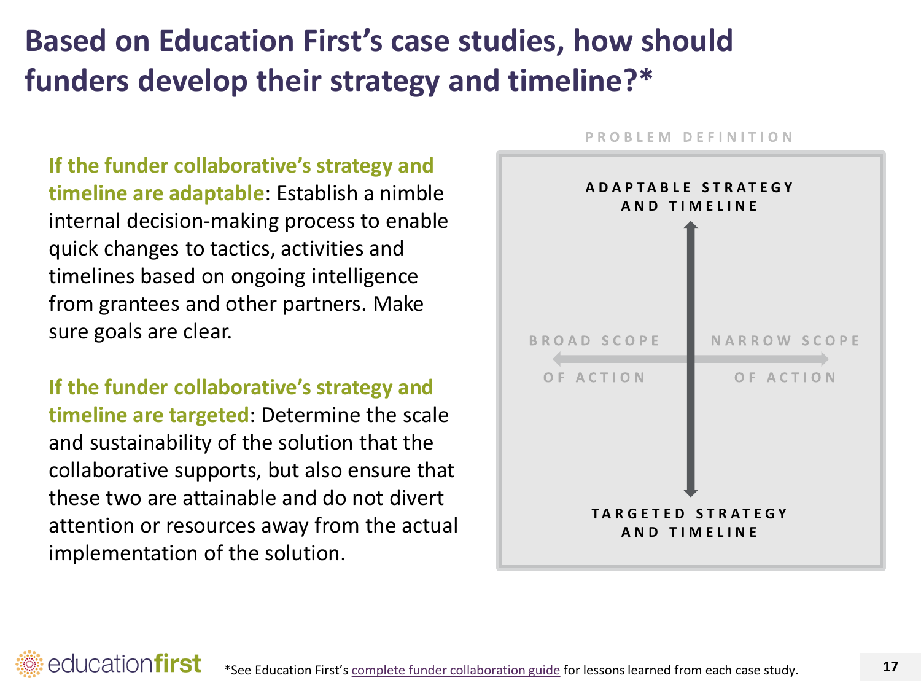# Based on Education First's case studies, how should funders develop their strategy and timeline?*

**If the funder collaborative's strategy and timeline are adaptable**: Establish a nimble internal decision-making process to enable quick changes to tactics, activities and timelines based on ongoing intelligence from grantees and other partners. Make sure goals are clear.

**If the funder collaborative's strategy and timeline are targeted**: Determine the scale and sustainability of the solution that the collaborative supports, but also ensure that these two are attainable and do not divert attention or resources away from the actual implementation of the solution.

PROBLEM DEFINITION

ADAPTABLE STRATEGY AND TIMELINE

BROAD SCOPE OF ACTION

NARROW SCOPE OF ACTION

TARGETED STRATEGY AND TIMELINE

*See Education First's complete funder collaboration guide for lessons learned from each case study.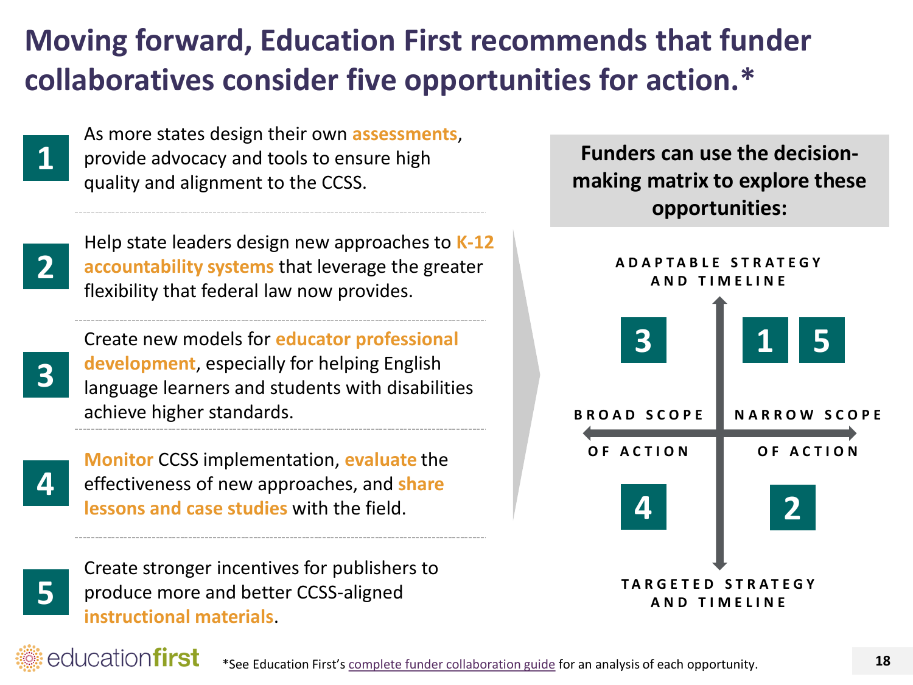# Moving forward, Education First recommends that funder collaboratives consider five opportunities for action.*

1. As more states design their own **assessments**, provide advocacy and tools to ensure high quality and alignment to the CCSS.

2. Help state leaders design new approaches to **K-12 accountability systems** that leverage the greater flexibility that federal law now provides.

3. Create new models for **educator professional development**, especially for helping English language learners and students with disabilities achieve higher standards.

4. **Monitor** CCSS implementation, **evaluate** the effectiveness of new approaches, and **share lessons and case studies** with the field.

5. Create stronger incentives for publishers to produce more and better CCSS-aligned **instructional materials**.

**Funders can use the decision-making matrix to explore these opportunities:**

| | Broad scope of action | Narrow scope of action |
|---|---|---|
| **Adaptable strategy and timeline** | 3 | 1, 5 |
| **Targeted strategy and timeline** | 4 | 2 |

*See Education First's complete funder collaboration guide for an analysis of each opportunity.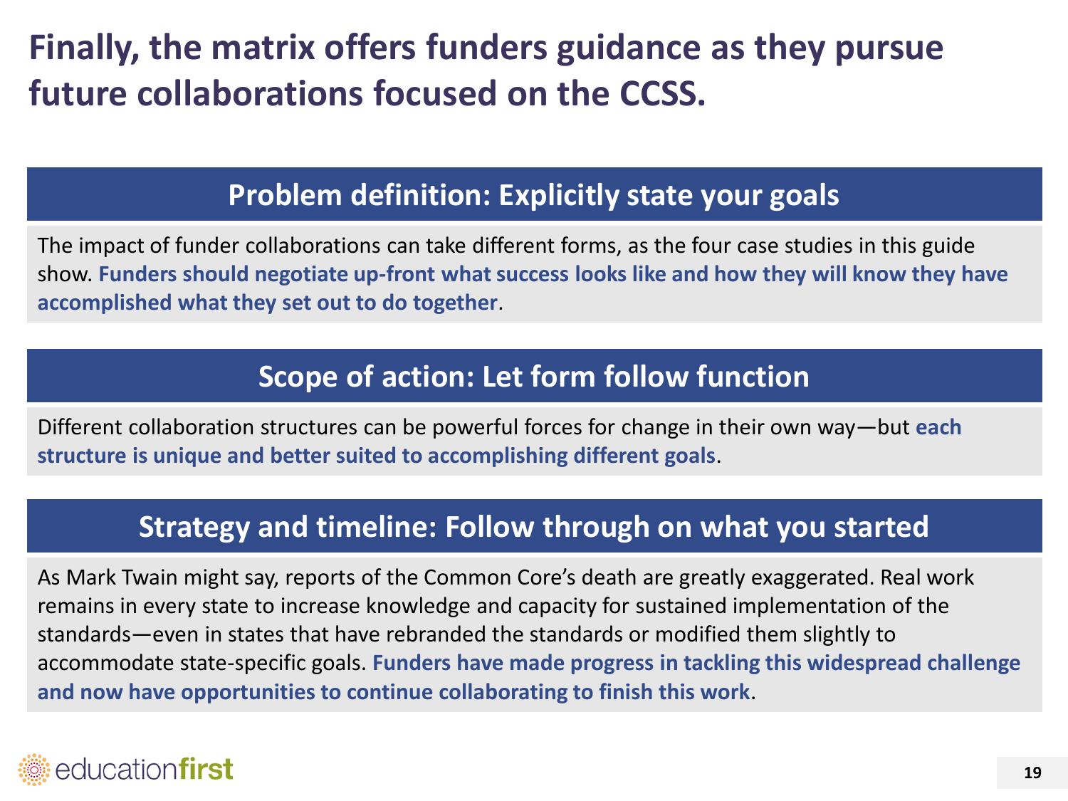# Finally, the matrix offers funders guidance as they pursue future collaborations focused on the CCSS.

## Problem definition: Explicitly state your goals

The impact of funder collaborations can take different forms, as the four case studies in this guide show. **Funders should negotiate up-front what success looks like and how they will know they have accomplished what they set out to do together**.

## Scope of action: Let form follow function

Different collaboration structures can be powerful forces for change in their own way—but **each structure is unique and better suited to accomplishing different goals**.

## Strategy and timeline: Follow through on what you started

As Mark Twain might say, reports of the Common Core's death are greatly exaggerated. Real work remains in every state to increase knowledge and capacity for sustained implementation of the standards—even in states that have rebranded the standards or modified them slightly to accommodate state-specific goals. **Funders have made progress in tackling this widespread challenge and now have opportunities to continue collaborating to finish this work**.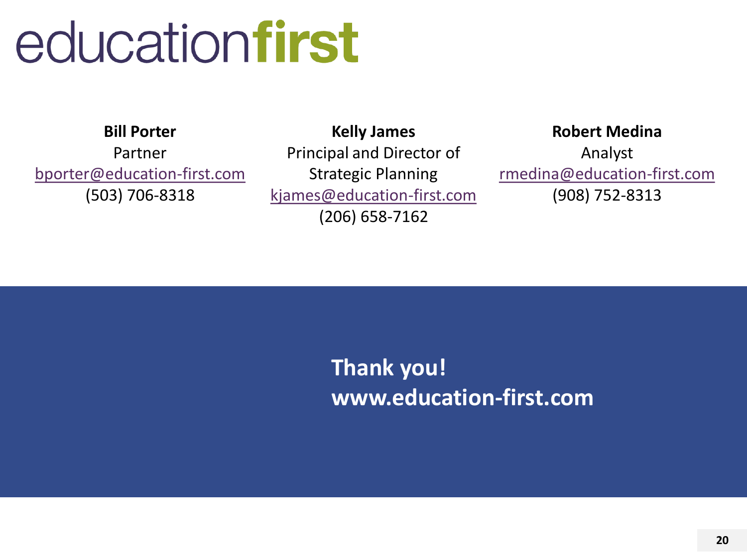# educationfirst

**Bill Porter**
Partner
bporter@education-first.com
(503) 706-8318

**Kelly James**
Principal and Director of Strategic Planning
kjames@education-first.com
(206) 658-7162

**Robert Medina**
Analyst
rmedina@education-first.com
(908) 752-8313

**Thank you!**
**www.education-first.com**